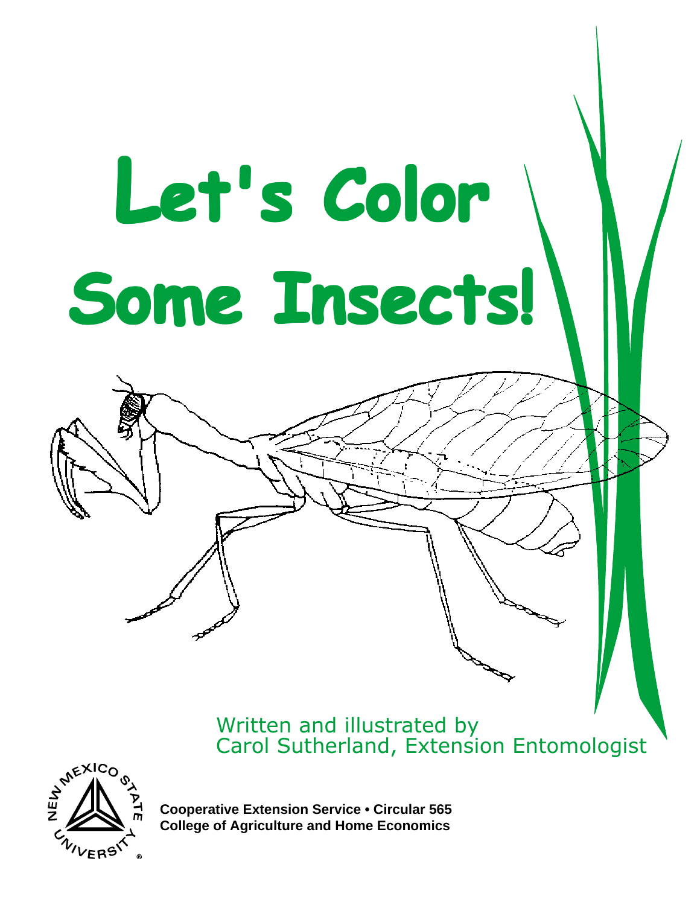# Let's Color Some Insects!

Written and illustrated by
Carol Sutherland, Extension Entomologist

**Cooperative Extension Service • Circular 565**
**College of Agriculture and Home Economics**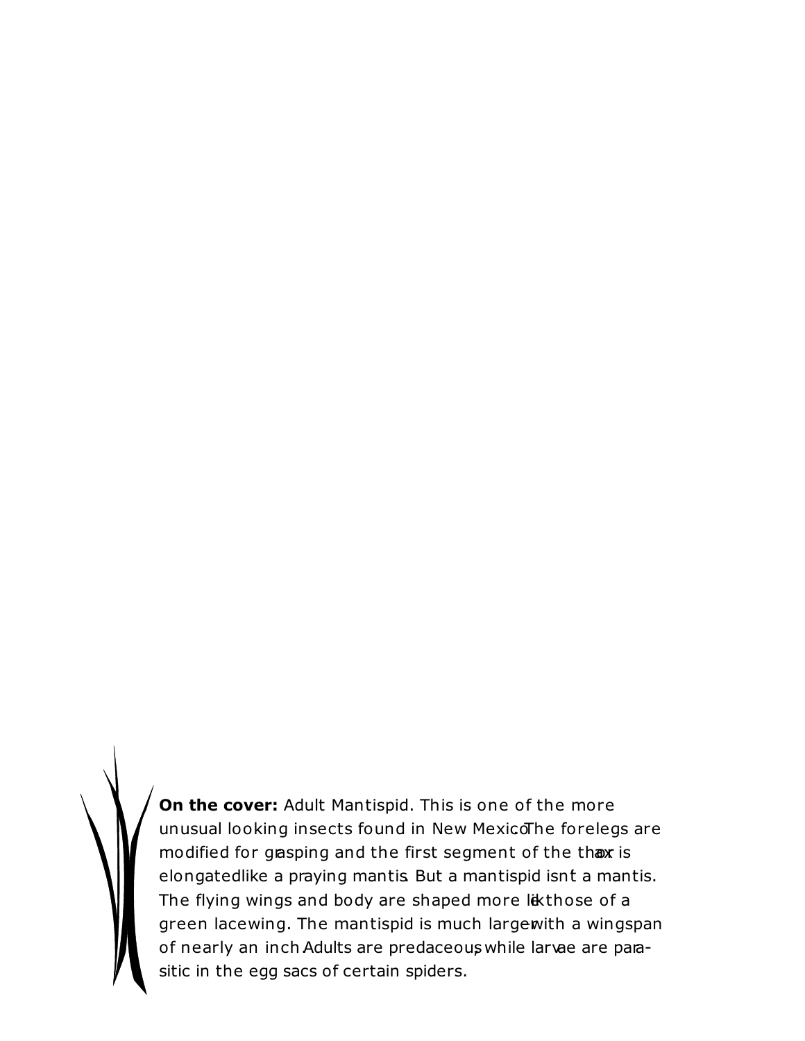**On the cover:** Adult Mantispid. This is one of the more unusual looking insects found in New Mexico. The forelegs are modified for grasping and the first segment of the thorax is elongated like a praying mantis. But a mantispid isn't a mantis. The flying wings and body are shaped more like those of a green lacewing. The mantispid is much larger with a wingspan of nearly an inch. Adults are predaceous, while larvae are parasitic in the egg sacs of certain spiders.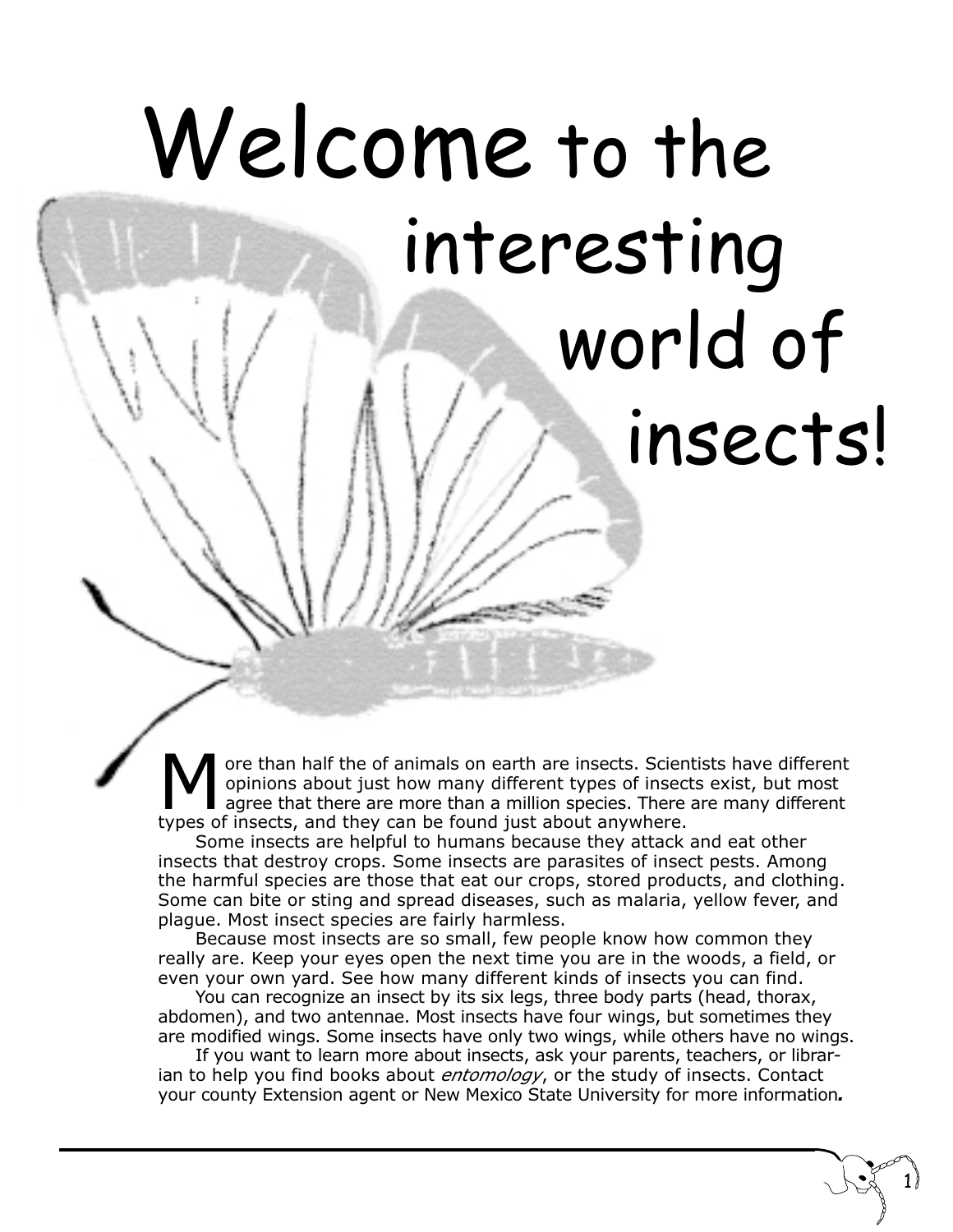# Welcome to the interesting world of insects!

More than half the of animals on earth are insects. Scientists have different opinions about just how many different types of insects exist, but most agree that there are more than a million species. There are many different types of insects, and they can be found just about anywhere.

Some insects are helpful to humans because they attack and eat other insects that destroy crops. Some insects are parasites of insect pests. Among the harmful species are those that eat our crops, stored products, and clothing. Some can bite or sting and spread diseases, such as malaria, yellow fever, and plague. Most insect species are fairly harmless.

Because most insects are so small, few people know how common they really are. Keep your eyes open the next time you are in the woods, a field, or even your own yard. See how many different kinds of insects you can find.

You can recognize an insect by its six legs, three body parts (head, thorax, abdomen), and two antennae. Most insects have four wings, but sometimes they are modified wings. Some insects have only two wings, while others have no wings.

If you want to learn more about insects, ask your parents, teachers, or librarian to help you find books about *entomology*, or the study of insects. Contact your county Extension agent or New Mexico State University for more information.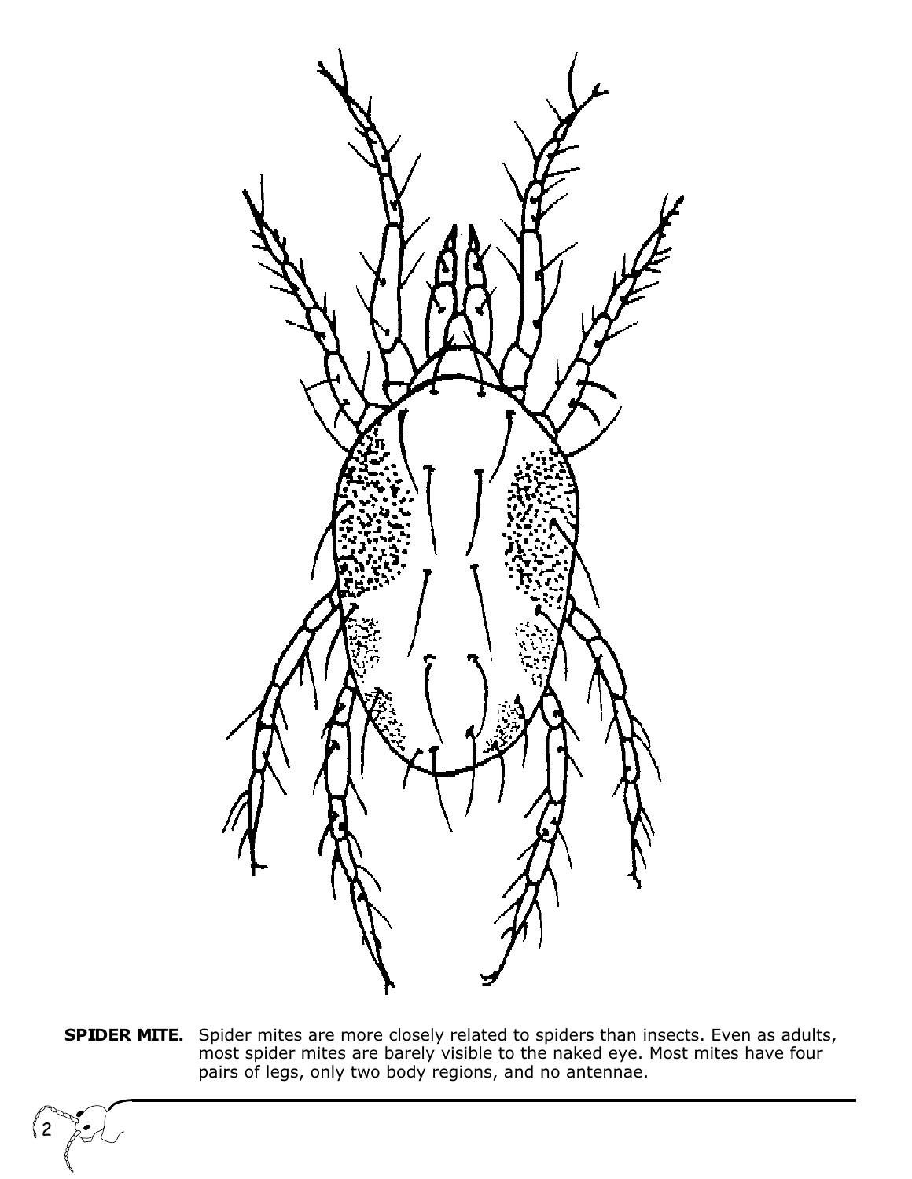**SPIDER MITE.** Spider mites are more closely related to spiders than insects. Even as adults, most spider mites are barely visible to the naked eye. Most mites have four pairs of legs, only two body regions, and no antennae.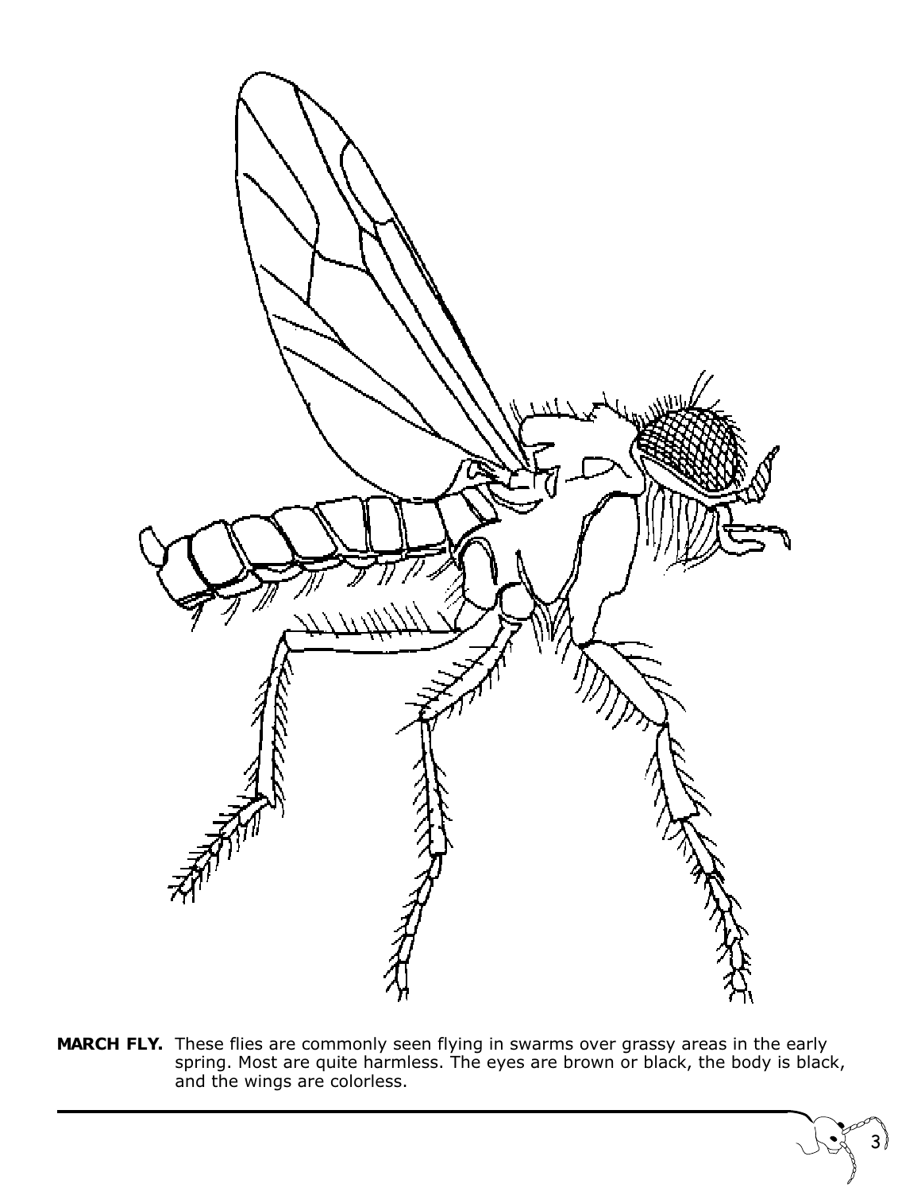**MARCH FLY.** These flies are commonly seen flying in swarms over grassy areas in the early spring. Most are quite harmless. The eyes are brown or black, the body is black, and the wings are colorless.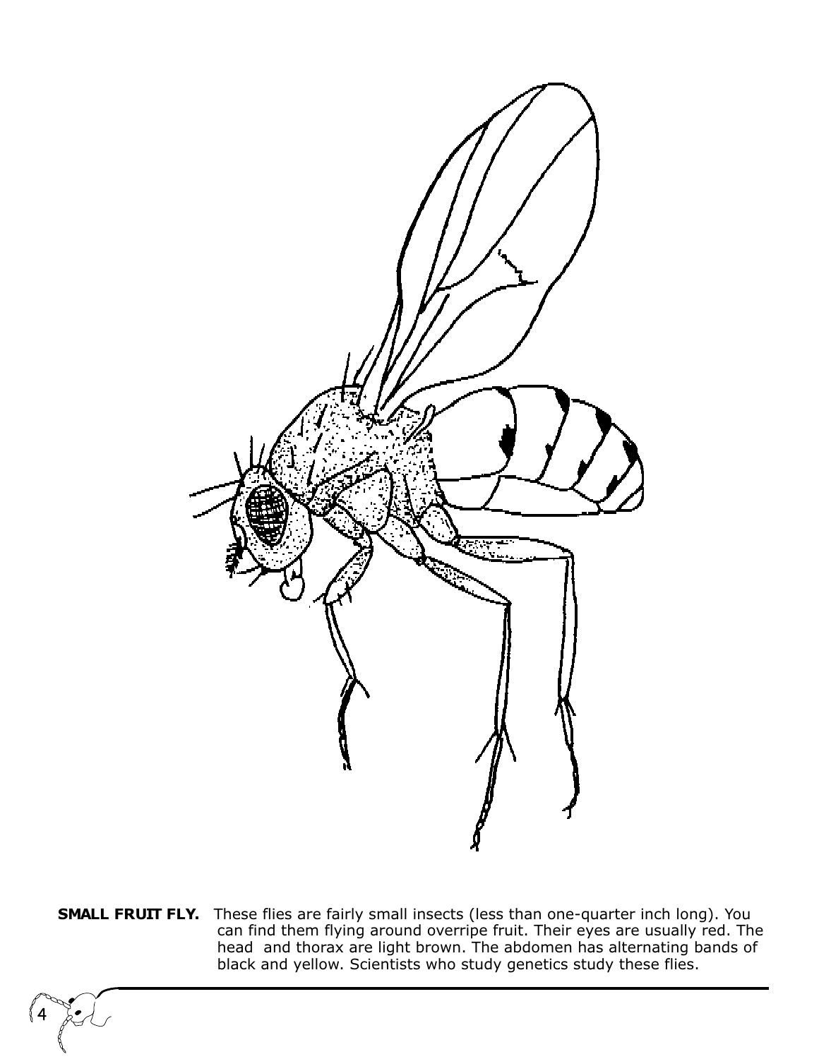**SMALL FRUIT FLY.** These flies are fairly small insects (less than one-quarter inch long). You can find them flying around overripe fruit. Their eyes are usually red. The head and thorax are light brown. The abdomen has alternating bands of black and yellow. Scientists who study genetics study these flies.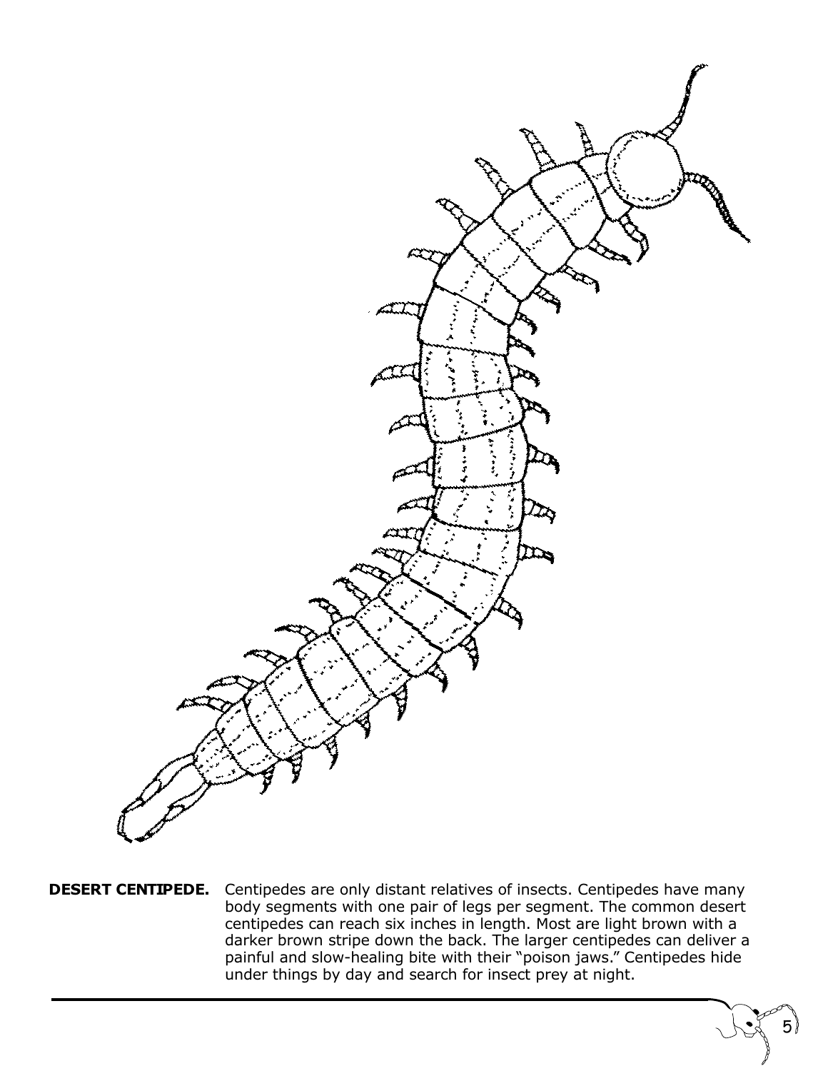**DESERT CENTIPEDE.** Centipedes are only distant relatives of insects. Centipedes have many body segments with one pair of legs per segment. The common desert centipedes can reach six inches in length. Most are light brown with a darker brown stripe down the back. The larger centipedes can deliver a painful and slow-healing bite with their "poison jaws." Centipedes hide under things by day and search for insect prey at night.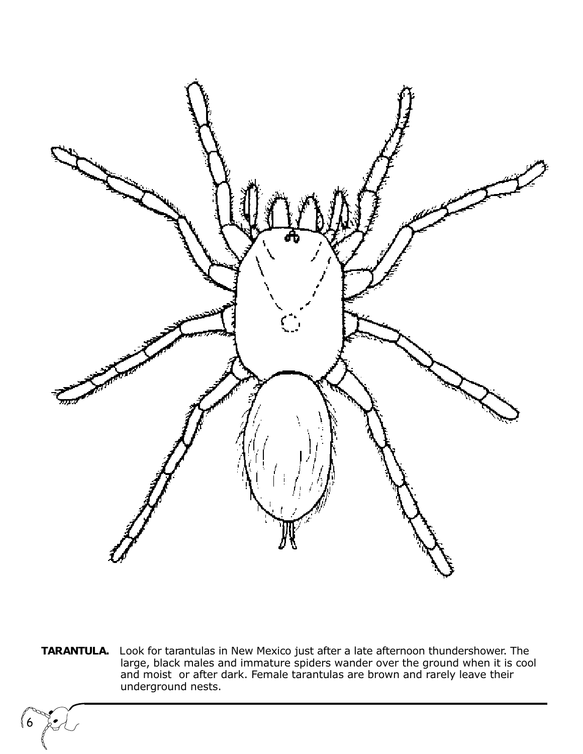**TARANTULA.** Look for tarantulas in New Mexico just after a late afternoon thundershower. The large, black males and immature spiders wander over the ground when it is cool and moist or after dark. Female tarantulas are brown and rarely leave their underground nests.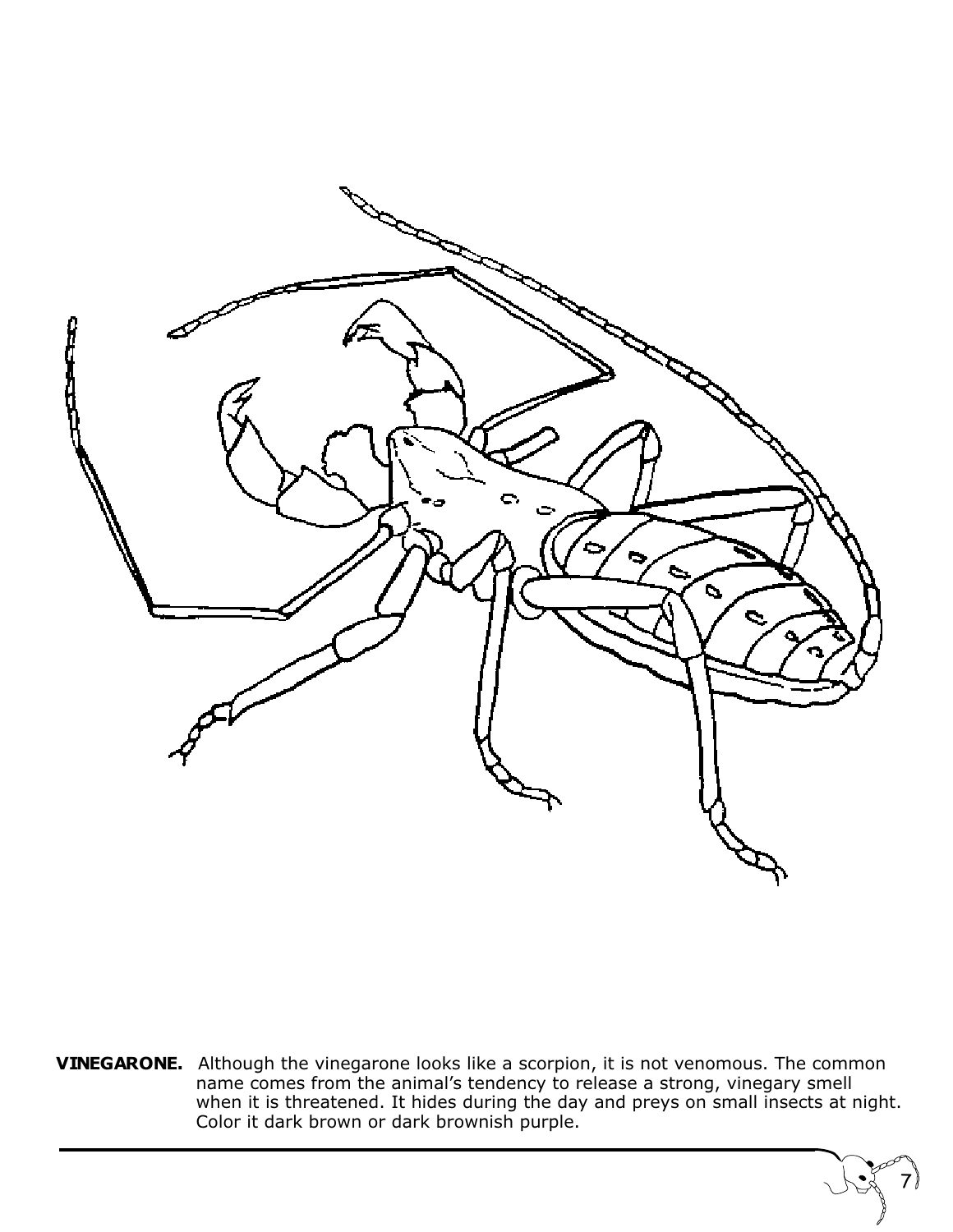**VINEGARONE.** Although the vinegarone looks like a scorpion, it is not venomous. The common name comes from the animal's tendency to release a strong, vinegary smell when it is threatened. It hides during the day and preys on small insects at night. Color it dark brown or dark brownish purple.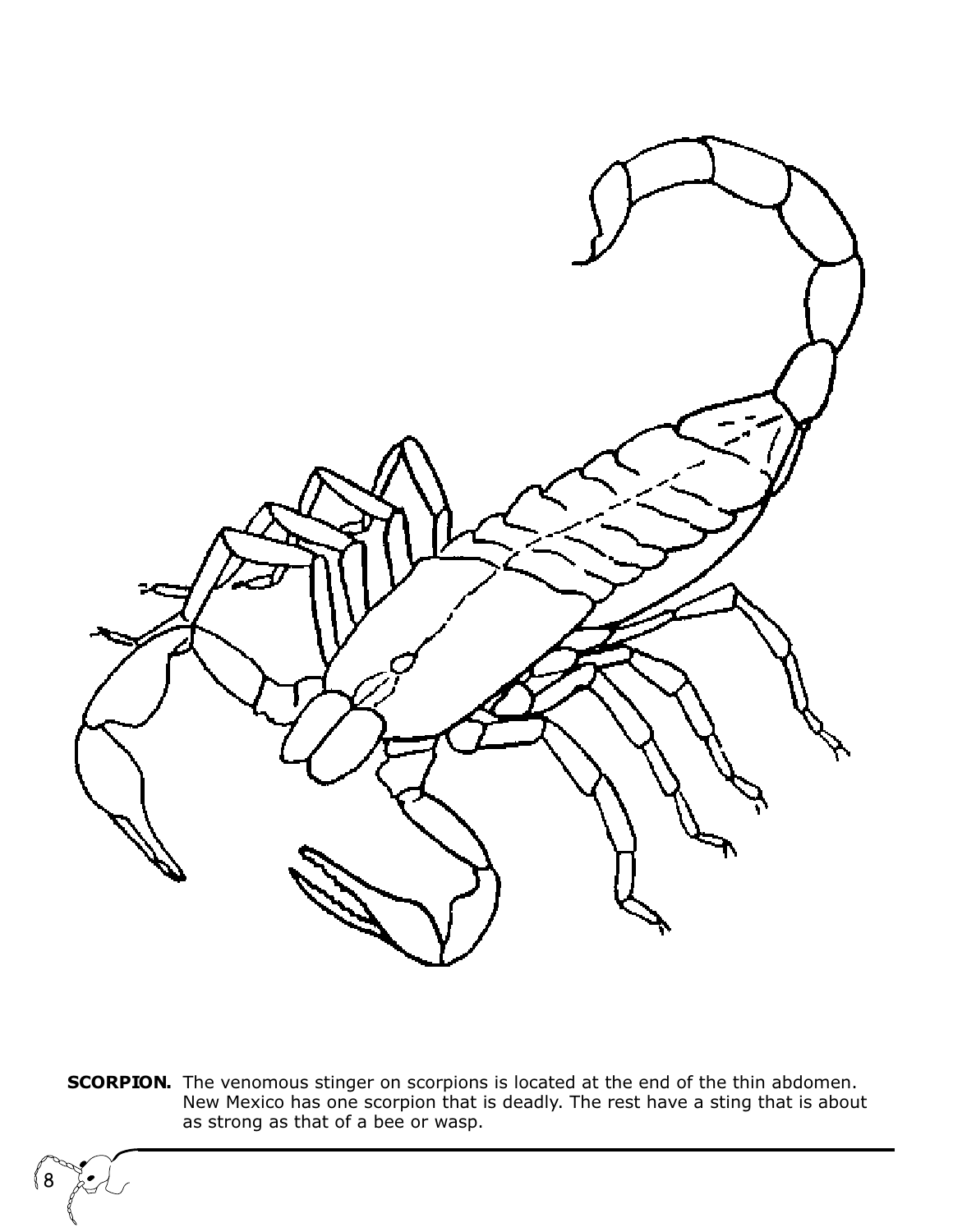**SCORPION.** The venomous stinger on scorpions is located at the end of the thin abdomen. New Mexico has one scorpion that is deadly. The rest have a sting that is about as strong as that of a bee or wasp.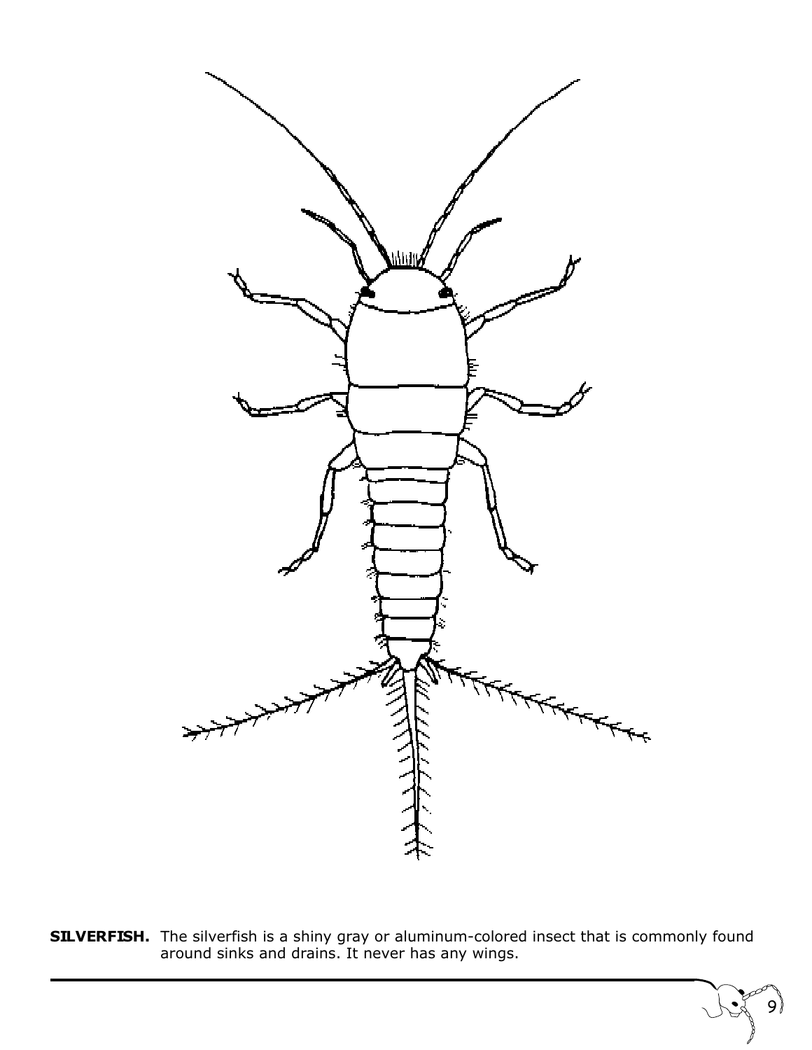**SILVERFISH.** The silverfish is a shiny gray or aluminum-colored insect that is commonly found around sinks and drains. It never has any wings.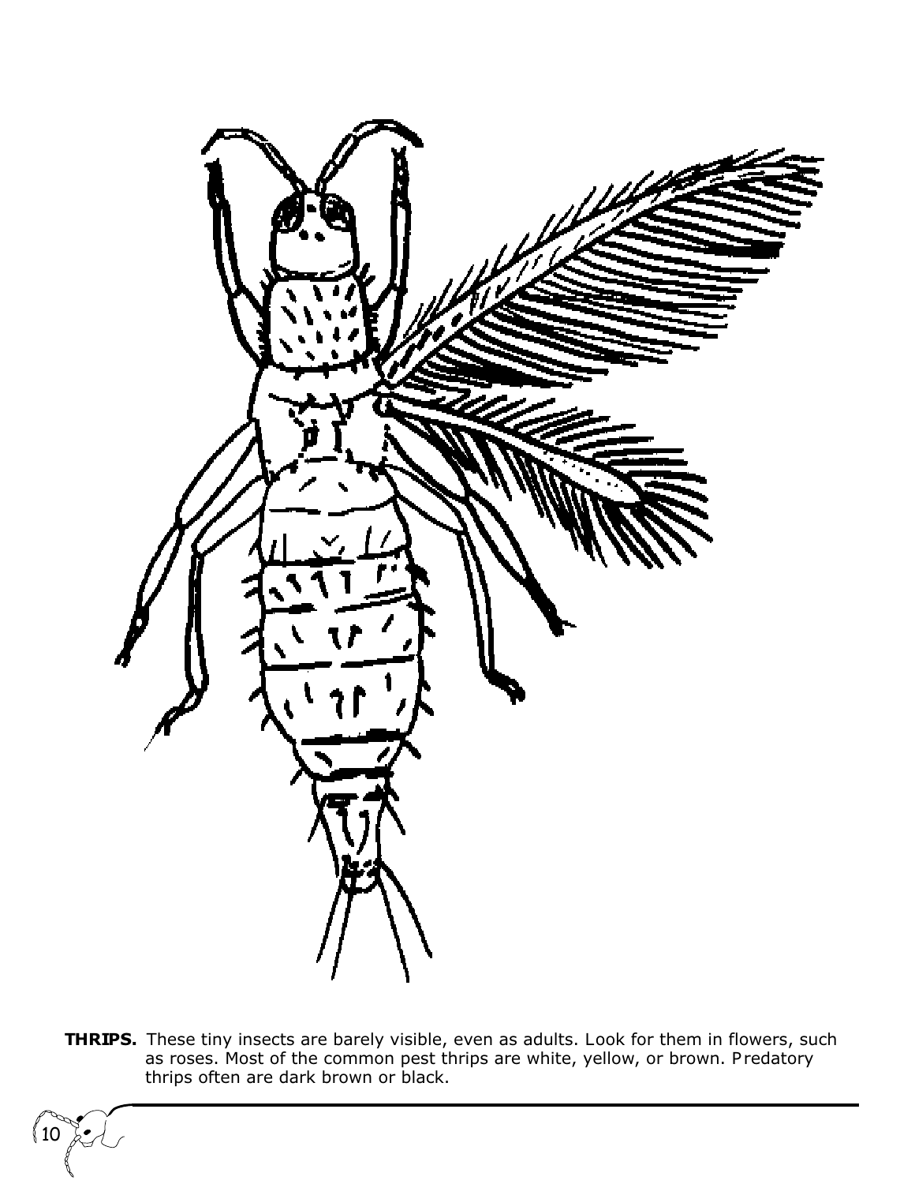**THRIPS.** These tiny insects are barely visible, even as adults. Look for them in flowers, such as roses. Most of the common pest thrips are white, yellow, or brown. Predatory thrips often are dark brown or black.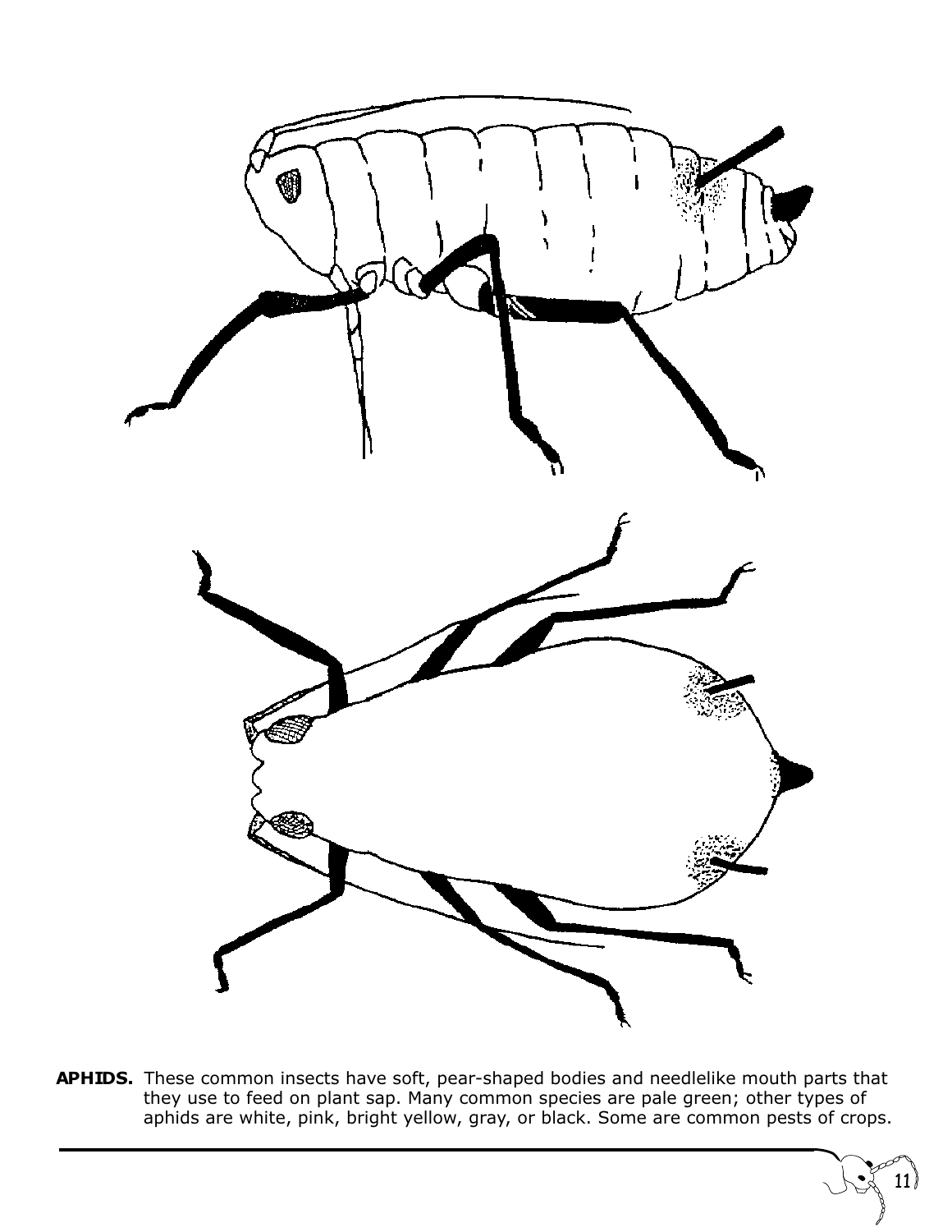**APHIDS.** These common insects have soft, pear-shaped bodies and needlelike mouth parts that they use to feed on plant sap. Many common species are pale green; other types of aphids are white, pink, bright yellow, gray, or black. Some are common pests of crops.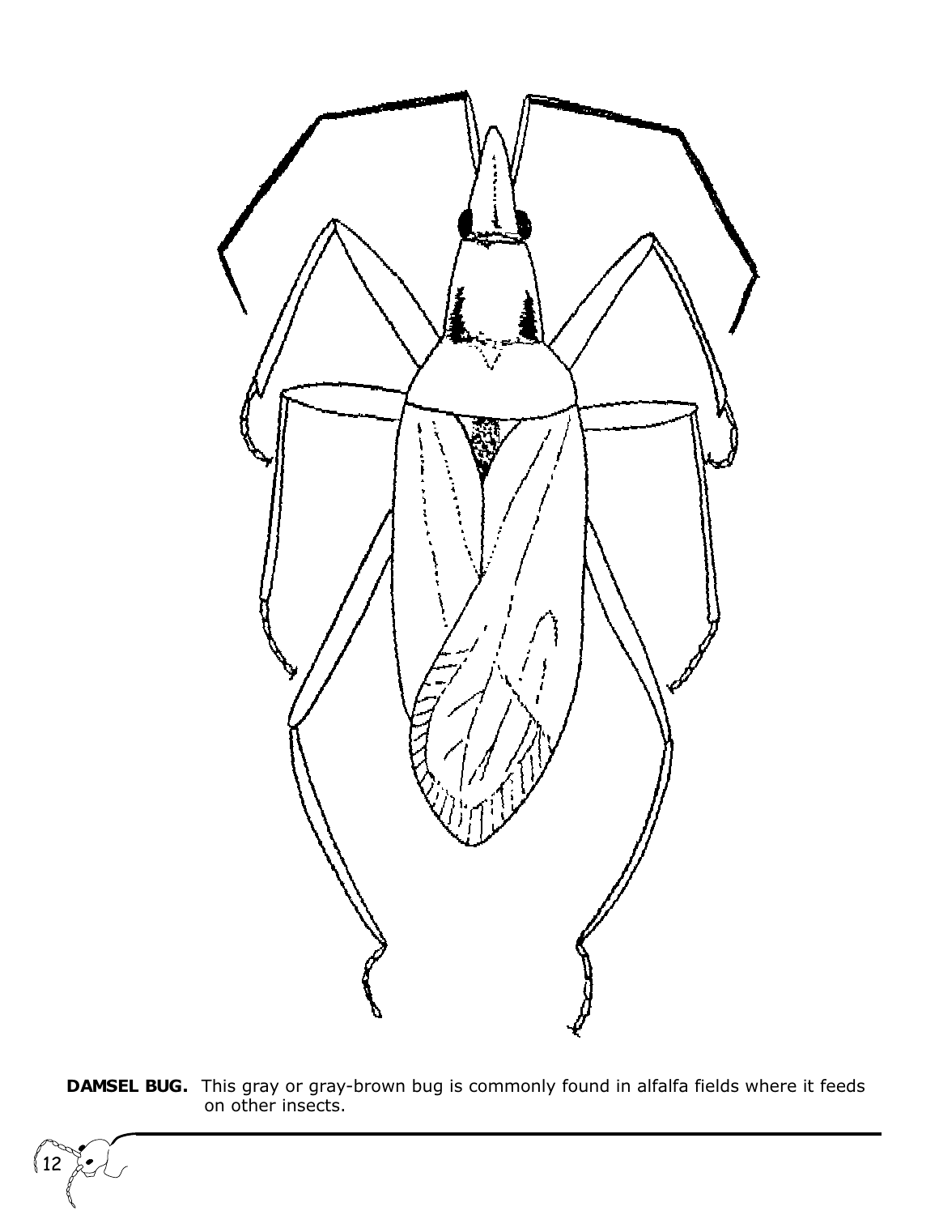**DAMSEL BUG.** This gray or gray-brown bug is commonly found in alfalfa fields where it feeds on other insects.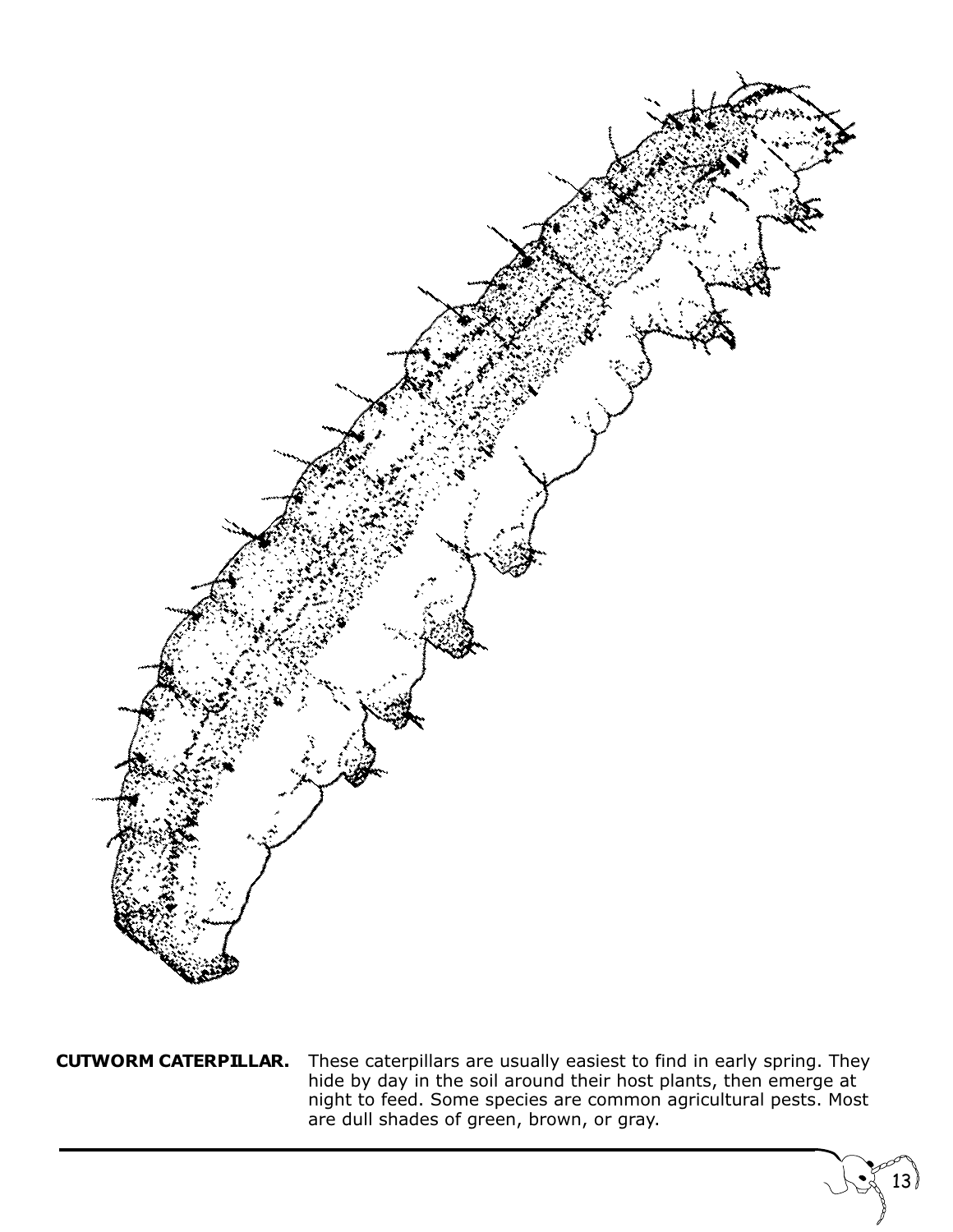**CUTWORM CATERPILLAR.** These caterpillars are usually easiest to find in early spring. They hide by day in the soil around their host plants, then emerge at night to feed. Some species are common agricultural pests. Most are dull shades of green, brown, or gray.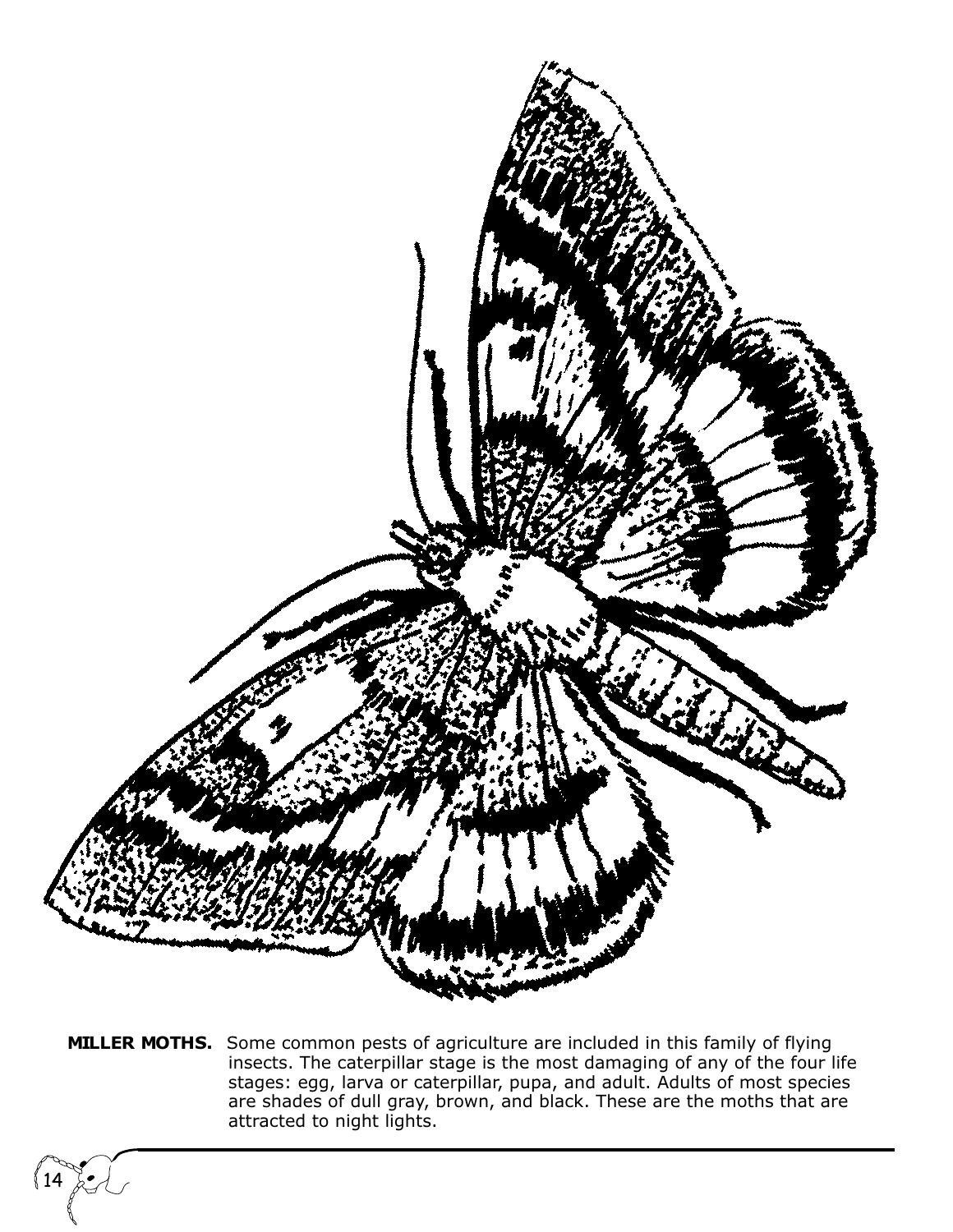**MILLER MOTHS.** Some common pests of agriculture are included in this family of flying insects. The caterpillar stage is the most damaging of any of the four life stages: egg, larva or caterpillar, pupa, and adult. Adults of most species are shades of dull gray, brown, and black. These are the moths that are attracted to night lights.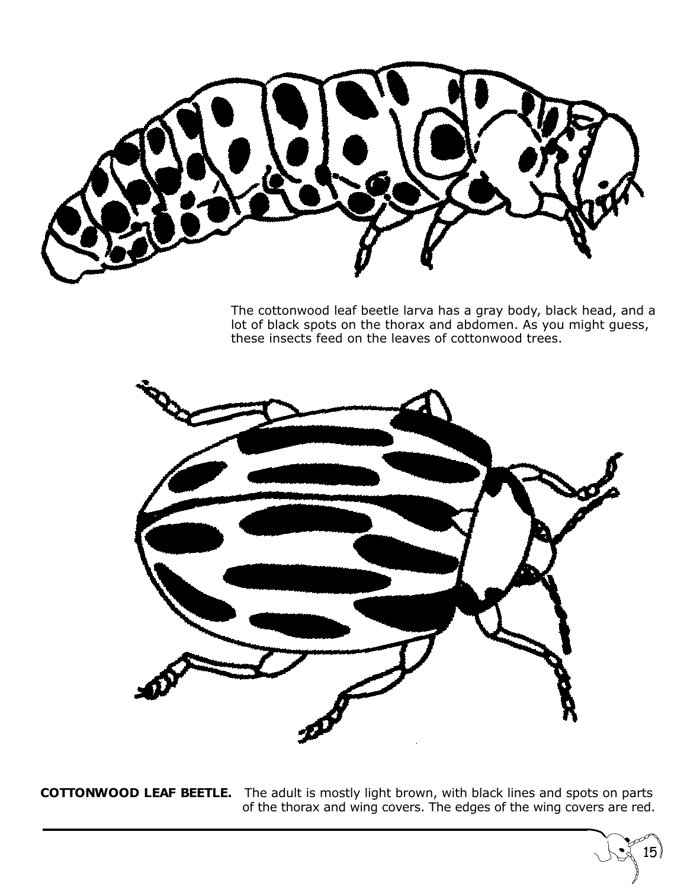The cottonwood leaf beetle larva has a gray body, black head, and a lot of black spots on the thorax and abdomen. As you might guess, these insects feed on the leaves of cottonwood trees.

**COTTONWOOD LEAF BEETLE.** The adult is mostly light brown, with black lines and spots on parts of the thorax and wing covers. The edges of the wing covers are red.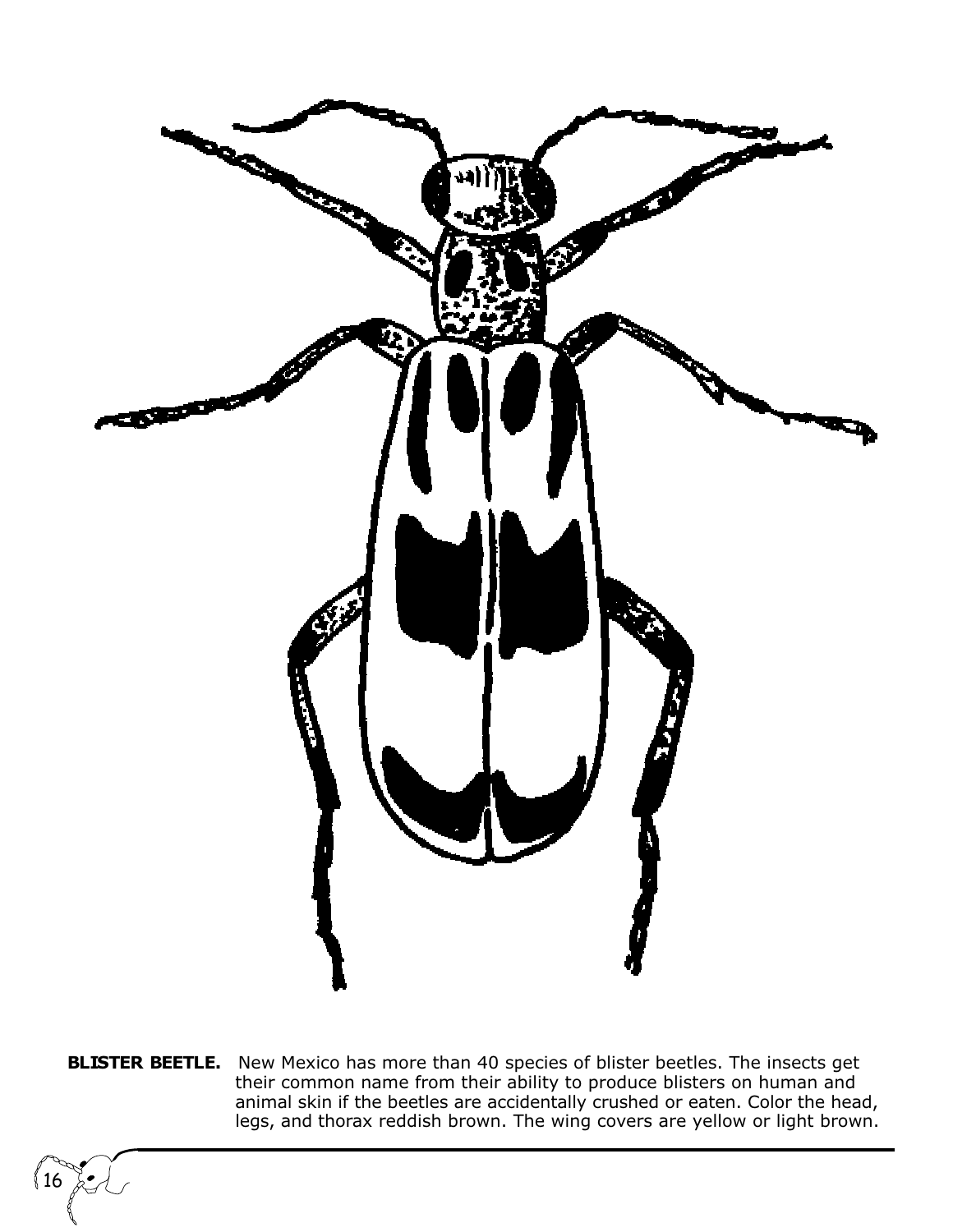**BLISTER BEETLE.** New Mexico has more than 40 species of blister beetles. The insects get their common name from their ability to produce blisters on human and animal skin if the beetles are accidentally crushed or eaten. Color the head, legs, and thorax reddish brown. The wing covers are yellow or light brown.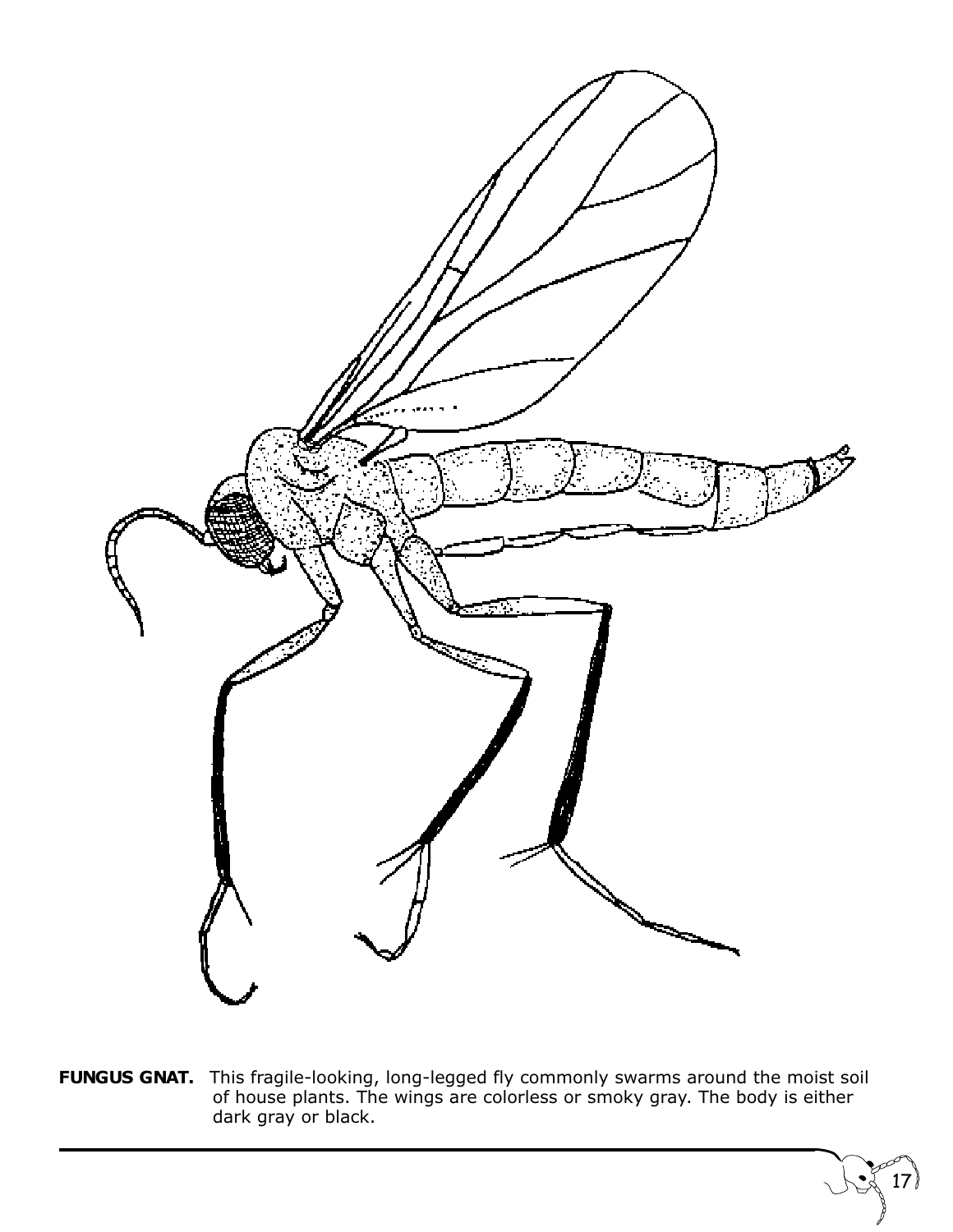**FUNGUS GNAT.** This fragile-looking, long-legged fly commonly swarms around the moist soil of house plants. The wings are colorless or smoky gray. The body is either dark gray or black.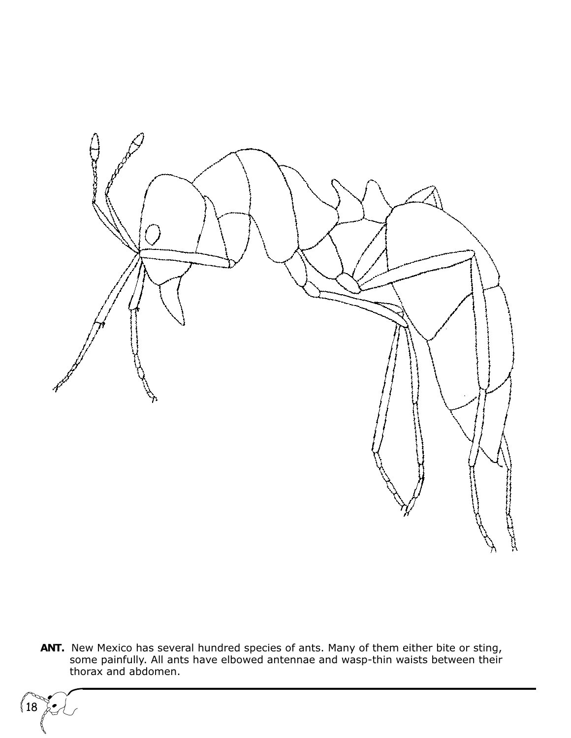**ANT.** New Mexico has several hundred species of ants. Many of them either bite or sting, some painfully. All ants have elbowed antennae and wasp-thin waists between their thorax and abdomen.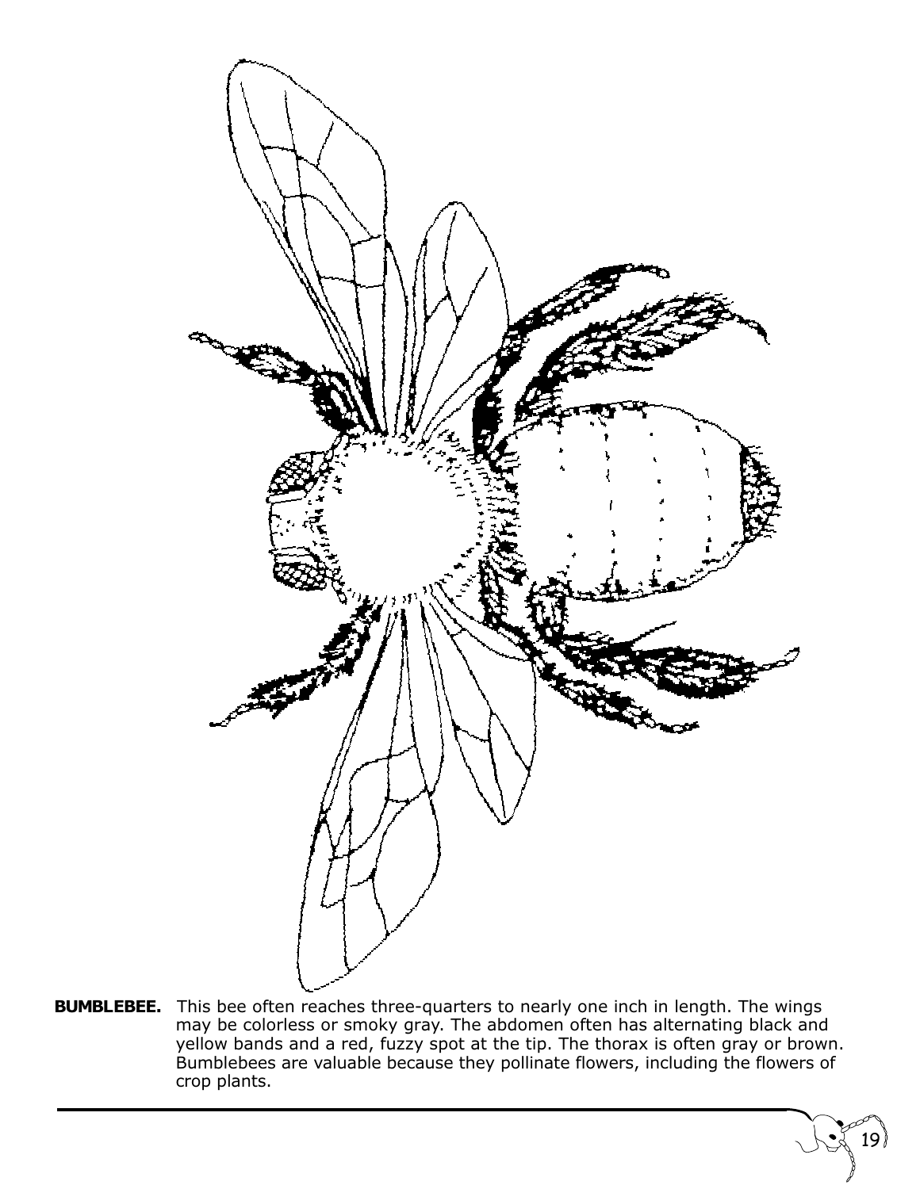**BUMBLEBEE.** This bee often reaches three-quarters to nearly one inch in length. The wings may be colorless or smoky gray. The abdomen often has alternating black and yellow bands and a red, fuzzy spot at the tip. The thorax is often gray or brown. Bumblebees are valuable because they pollinate flowers, including the flowers of crop plants.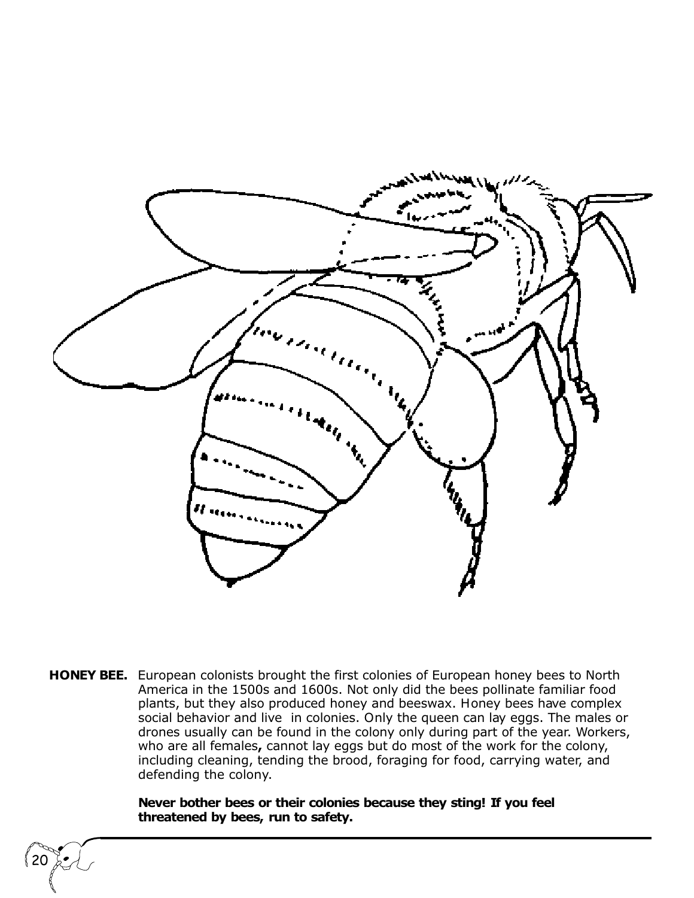**HONEY BEE.** European colonists brought the first colonies of European honey bees to North America in the 1500s and 1600s. Not only did the bees pollinate familiar food plants, but they also produced honey and beeswax. Honey bees have complex social behavior and live in colonies. Only the queen can lay eggs. The males or drones usually can be found in the colony only during part of the year. Workers, who are all females**,** cannot lay eggs but do most of the work for the colony, including cleaning, tending the brood, foraging for food, carrying water, and defending the colony.

**Never bother bees or their colonies because they sting! If you feel threatened by bees, run to safety.**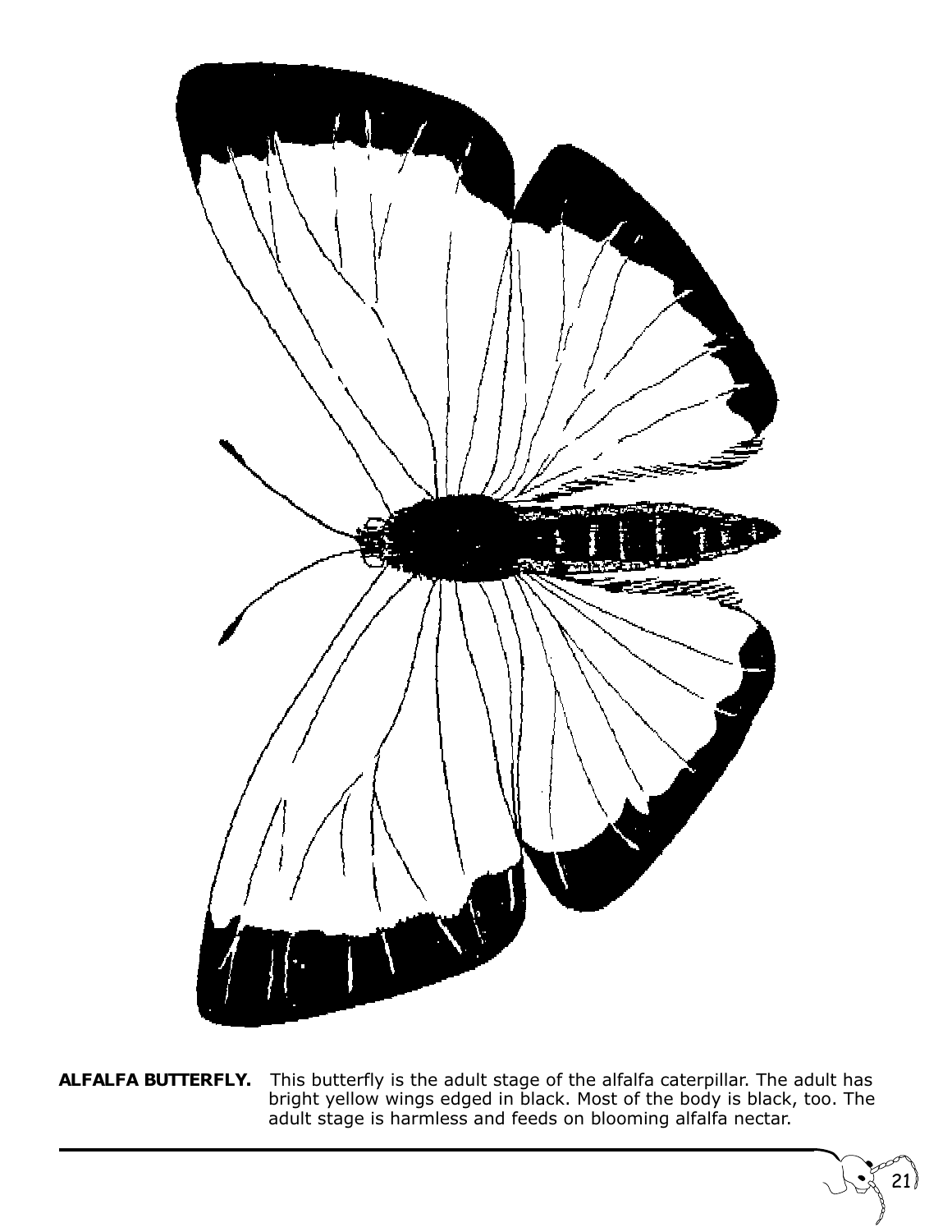**ALFALFA BUTTERFLY.** This butterfly is the adult stage of the alfalfa caterpillar. The adult has bright yellow wings edged in black. Most of the body is black, too. The adult stage is harmless and feeds on blooming alfalfa nectar.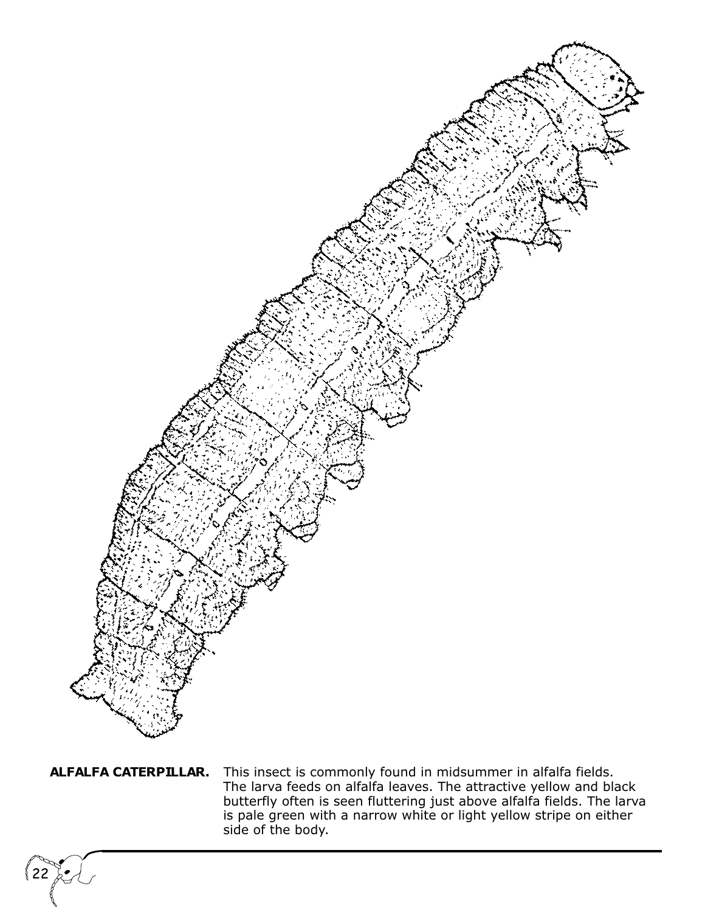**ALFALFA CATERPILLAR.** This insect is commonly found in midsummer in alfalfa fields. The larva feeds on alfalfa leaves. The attractive yellow and black butterfly often is seen fluttering just above alfalfa fields. The larva is pale green with a narrow white or light yellow stripe on either side of the body.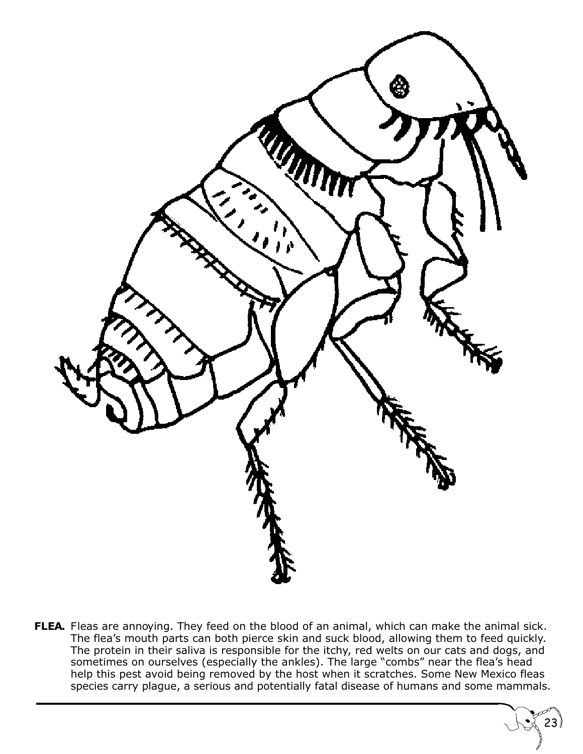**FLEA.** Fleas are annoying. They feed on the blood of an animal, which can make the animal sick. The flea's mouth parts can both pierce skin and suck blood, allowing them to feed quickly. The protein in their saliva is responsible for the itchy, red welts on our cats and dogs, and sometimes on ourselves (especially the ankles). The large "combs" near the flea's head help this pest avoid being removed by the host when it scratches. Some New Mexico fleas species carry plague, a serious and potentially fatal disease of humans and some mammals.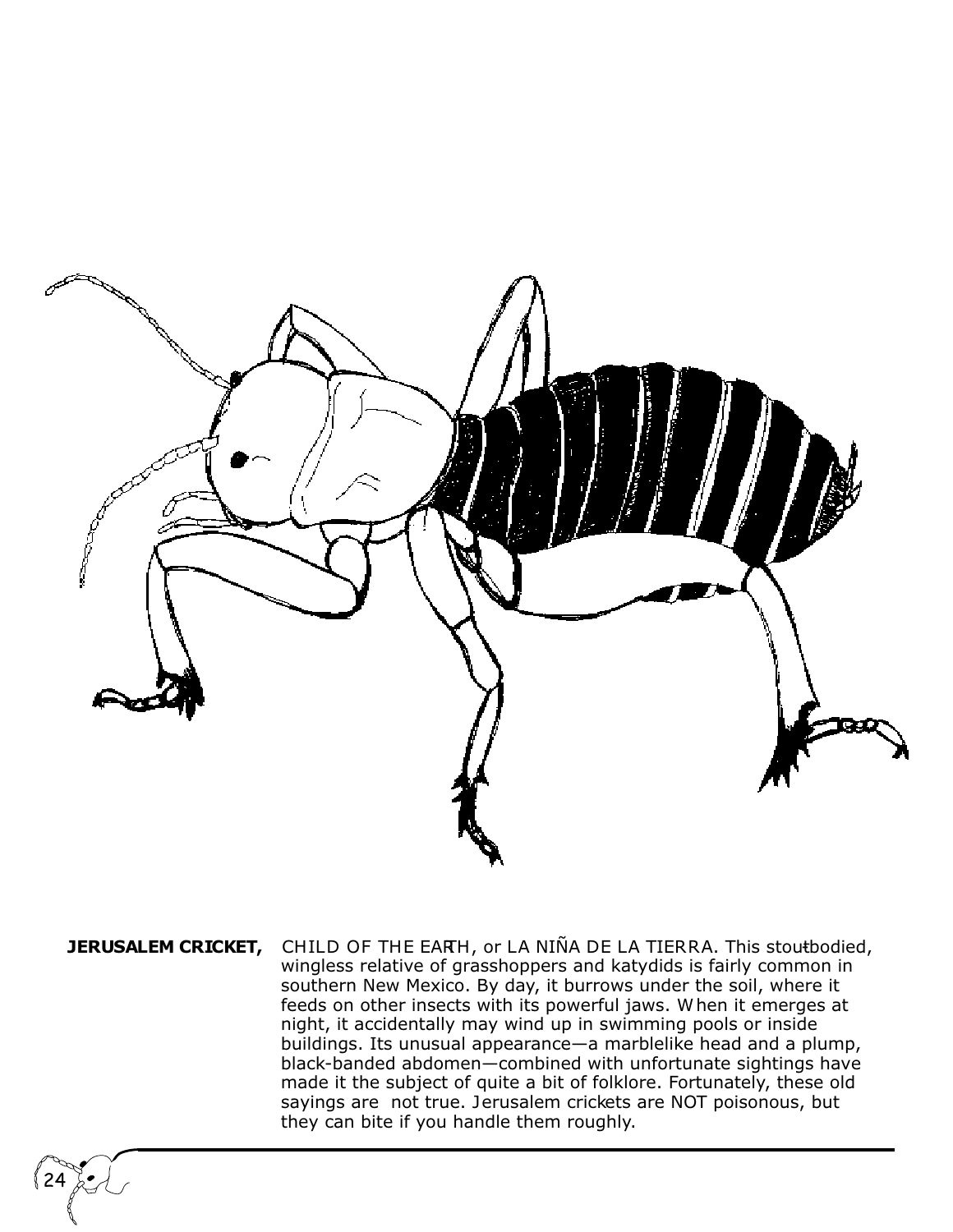**JERUSALEM CRICKET,** CHILD OF THE EARTH, or LA NIÑA DE LA TIERRA. This stout-bodied, wingless relative of grasshoppers and katydids is fairly common in southern New Mexico. By day, it burrows under the soil, where it feeds on other insects with its powerful jaws. When it emerges at night, it accidentally may wind up in swimming pools or inside buildings. Its unusual appearance—a marblelike head and a plump, black-banded abdomen—combined with unfortunate sightings have made it the subject of quite a bit of folklore. Fortunately, these old sayings are not true. Jerusalem crickets are NOT poisonous, but they can bite if you handle them roughly.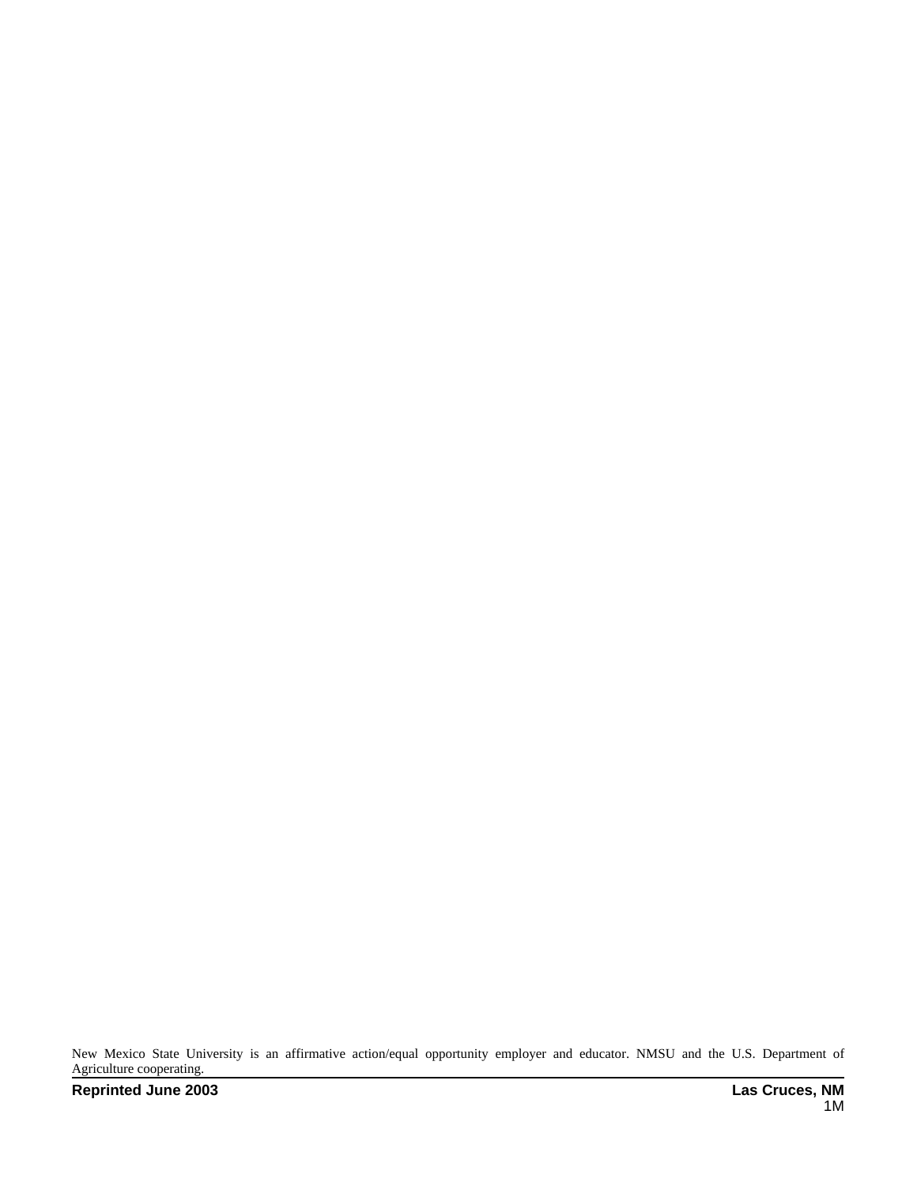New Mexico State University is an affirmative action/equal opportunity employer and educator. NMSU and the U.S. Department of Agriculture cooperating.

**Reprinted June 2003** **Las Cruces, NM**

1M